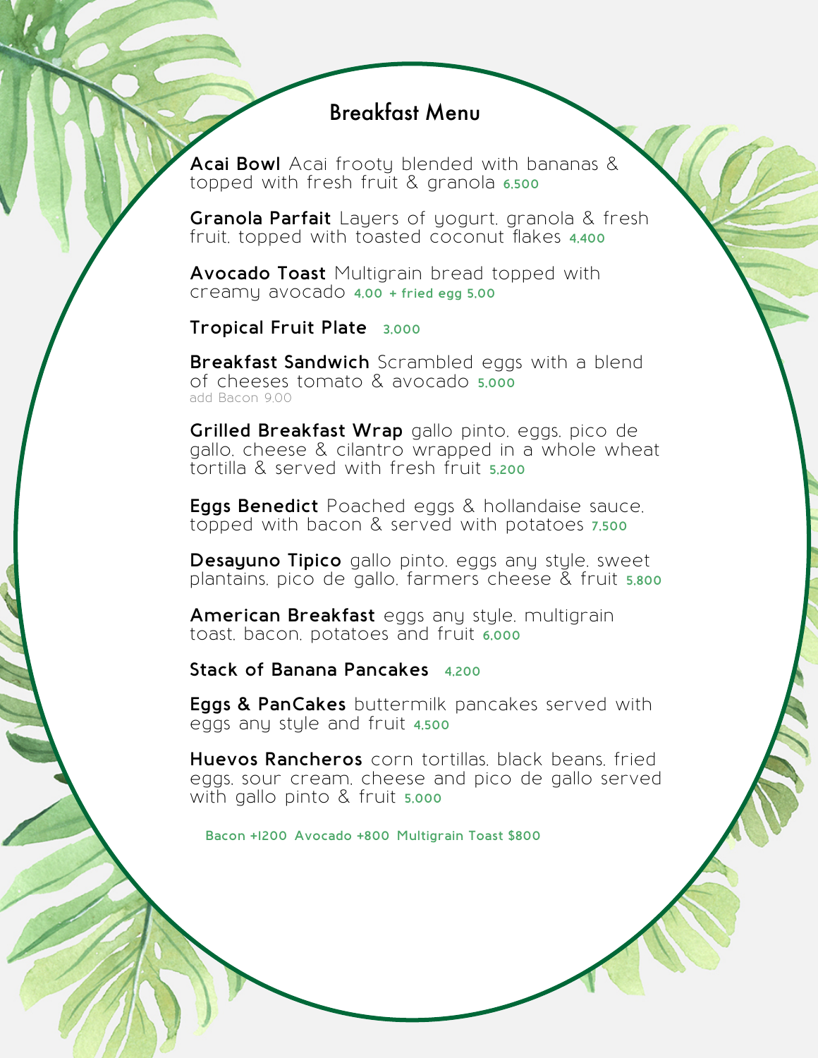# Breakfast Menu

**Acai Bowl** Acai frooty blended with bananas & topped with fresh fruit & granola **6,500**

**Granola Parfait** Layers of yogurt, granola & fresh fruit, topped with toasted coconut flakes **4,400**

**Avocado Toast** Multigrain bread topped with creamy avocado **4,00 + fried egg 5,00**

**Tropical Fruit Plate** **3,000**

**Breakfast Sandwich** Scrambled eggs with a blend of cheeses tomato & avocado **5,000**
add Bacon 9,00

**Grilled Breakfast Wrap** gallo pinto, eggs, pico de gallo, cheese & cilantro wrapped in a whole wheat tortilla & served with fresh fruit **5,200**

**Eggs Benedict** Poached eggs & hollandaise sauce, topped with bacon & served with potatoes **7,500**

**Desayuno Tipico** gallo pinto, eggs any style, sweet plantains, pico de gallo, farmers cheese & fruit **5,800**

**American Breakfast** eggs any style, multigrain toast, bacon, potatoes and fruit **6,000**

**Stack of Banana Pancakes** **4,200**

**Eggs & PanCakes** buttermilk pancakes served with eggs any style and fruit **4,500**

**Huevos Rancheros** corn tortillas, black beans, fried eggs, sour cream, cheese and pico de gallo served with gallo pinto & fruit **5,000**

**Bacon +1200 Avocado +800 Multigrain Toast $800**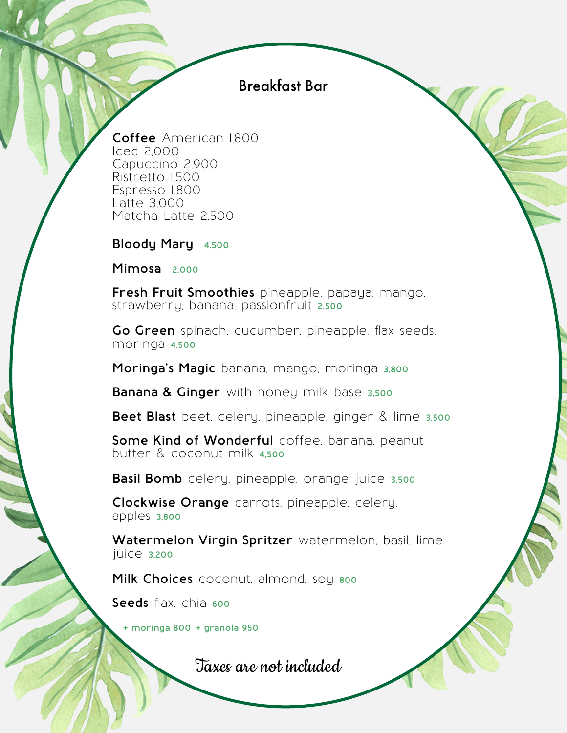## Breakfast Bar

**Coffee** American 1,800
Iced 2,000
Capuccino 2,900
Ristretto 1,500
Espresso 1,800
Latte 3,000
Matcha Latte 2,500

**Bloody Mary** 4,500

**Mimosa** 2,000

**Fresh Fruit Smoothies** pineapple, papaya, mango, strawberry, banana, passionfruit 2,500

**Go Green** spinach, cucumber, pineapple, flax seeds, moringa 4,500

**Moringa's Magic** banana, mango, moringa 3,800

**Banana & Ginger** with honey milk base 3,500

**Beet Blast** beet, celery, pineapple, ginger & lime 3,500

**Some Kind of Wonderful** coffee, banana, peanut butter & coconut milk 4,500

**Basil Bomb** celery, pineapple, orange juice 3,500

**Clockwise Orange** carrots, pineapple, celery, apples 3,800

**Watermelon Virgin Spritzer** watermelon, basil, lime juice 3,200

**Milk Choices** coconut, almond, soy 800

**Seeds** flax, chia 600

+ moringa 800 + granola 950

*Taxes are not included*